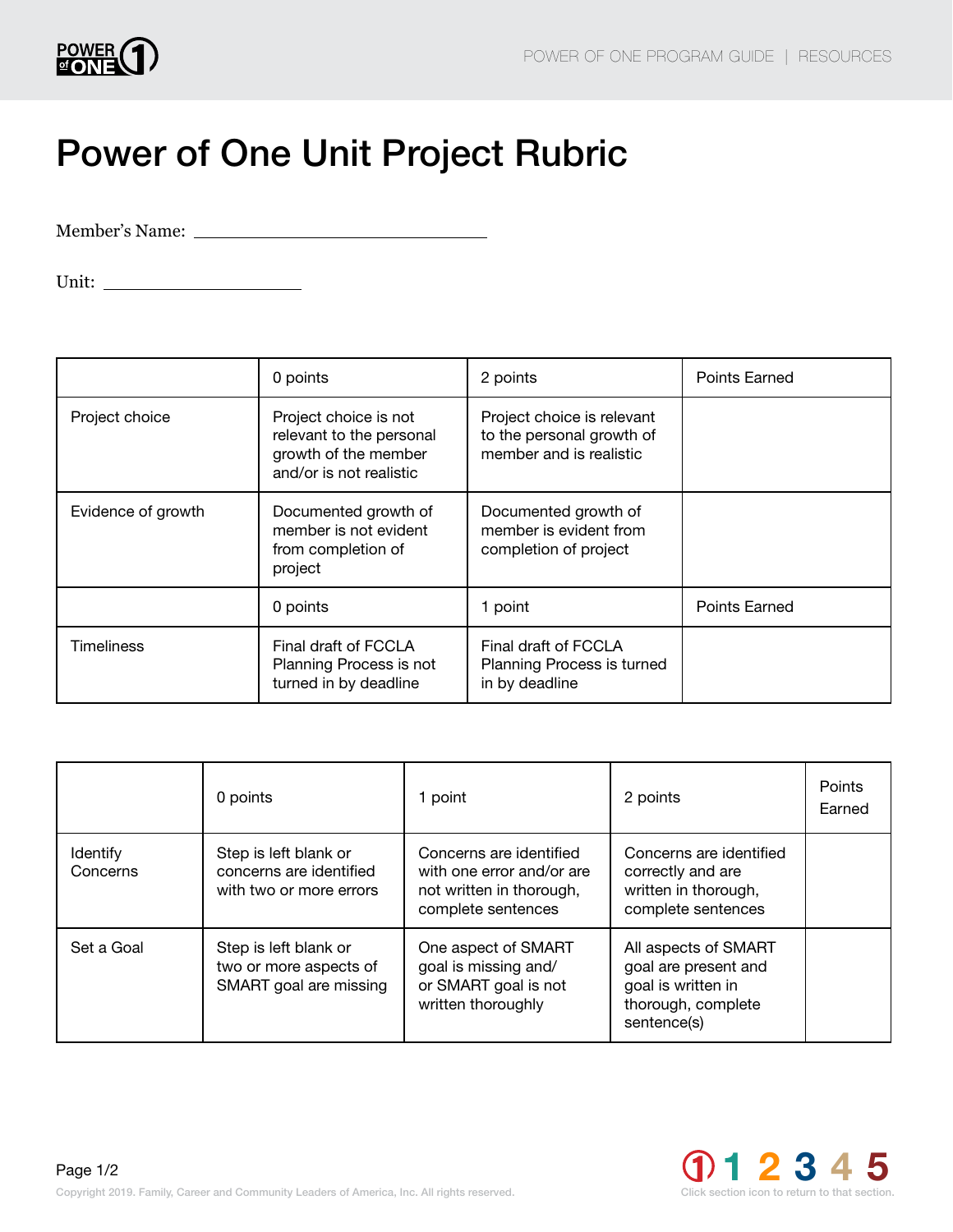# Power of One Unit Project Rubric

Member's Name: ______________________________

Unit: ____________________

| | 0 points | 2 points | Points Earned |
|---|---|---|---|
| Project choice | Project choice is not relevant to the personal growth of the member and/or is not realistic | Project choice is relevant to the personal growth of member and is realistic | |
| Evidence of growth | Documented growth of member is not evident from completion of project | Documented growth of member is evident from completion of project | |
| | **0 points** | **1 point** | **Points Earned** |
| Timeliness | Final draft of FCCLA Planning Process is not turned in by deadline | Final draft of FCCLA Planning Process is turned in by deadline | |

| | 0 points | 1 point | 2 points | Points Earned |
|---|---|---|---|---|
| Identify Concerns | Step is left blank or concerns are identified with two or more errors | Concerns are identified with one error and/or are not written in thorough, complete sentences | Concerns are identified correctly and are written in thorough, complete sentences | |
| Set a Goal | Step is left blank or two or more aspects of SMART goal are missing | One aspect of SMART goal is missing and/ or SMART goal is not written thoroughly | All aspects of SMART goal are present and goal is written in thorough, complete sentence(s) | |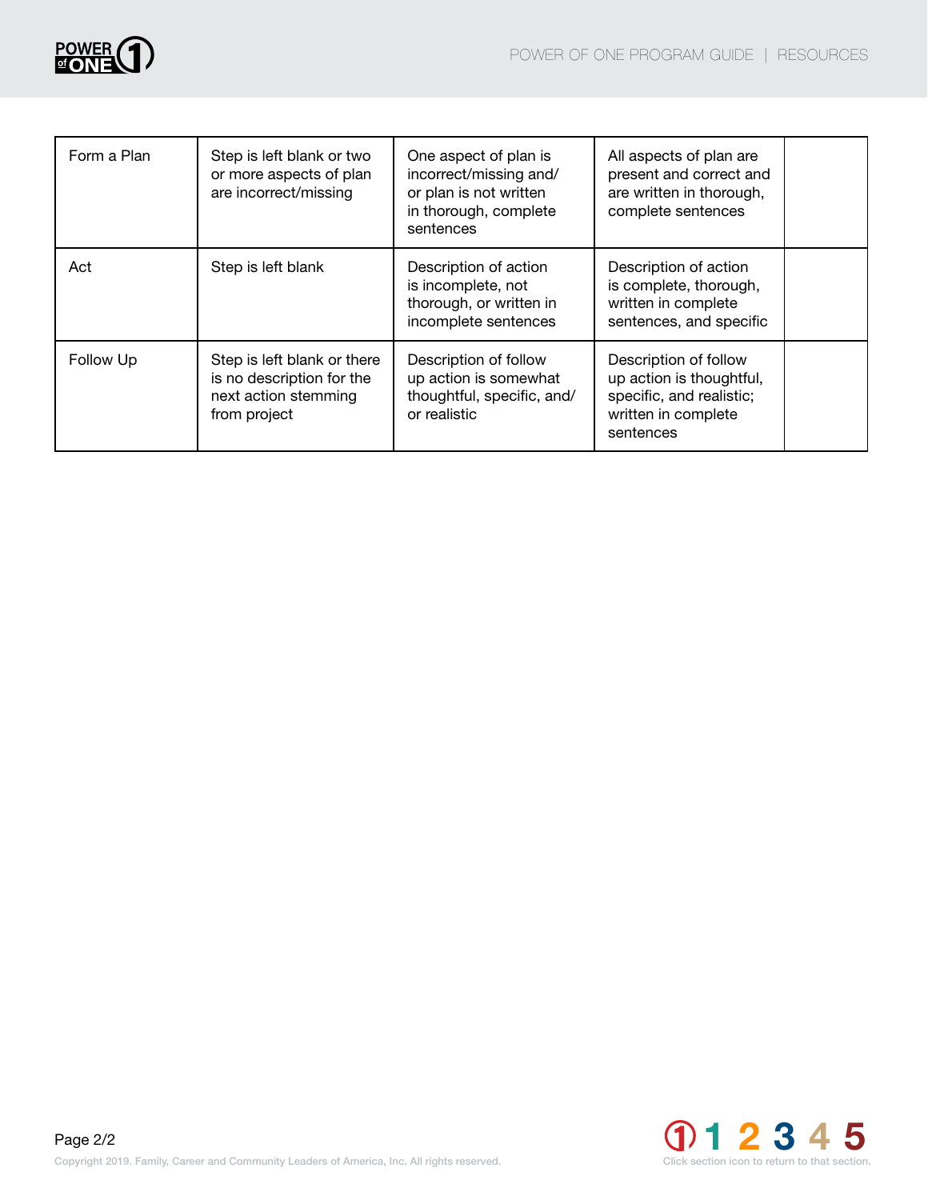| | | | | |
|---|---|---|---|---|
| Form a Plan | Step is left blank or two or more aspects of plan are incorrect/missing | One aspect of plan is incorrect/missing and/or plan is not written in thorough, complete sentences | All aspects of plan are present and correct and are written in thorough, complete sentences | |
| Act | Step is left blank | Description of action is incomplete, not thorough, or written in incomplete sentences | Description of action is complete, thorough, written in complete sentences, and specific | |
| Follow Up | Step is left blank or there is no description for the next action stemming from project | Description of follow up action is somewhat thoughtful, specific, and/or realistic | Description of follow up action is thoughtful, specific, and realistic; written in complete sentences | |